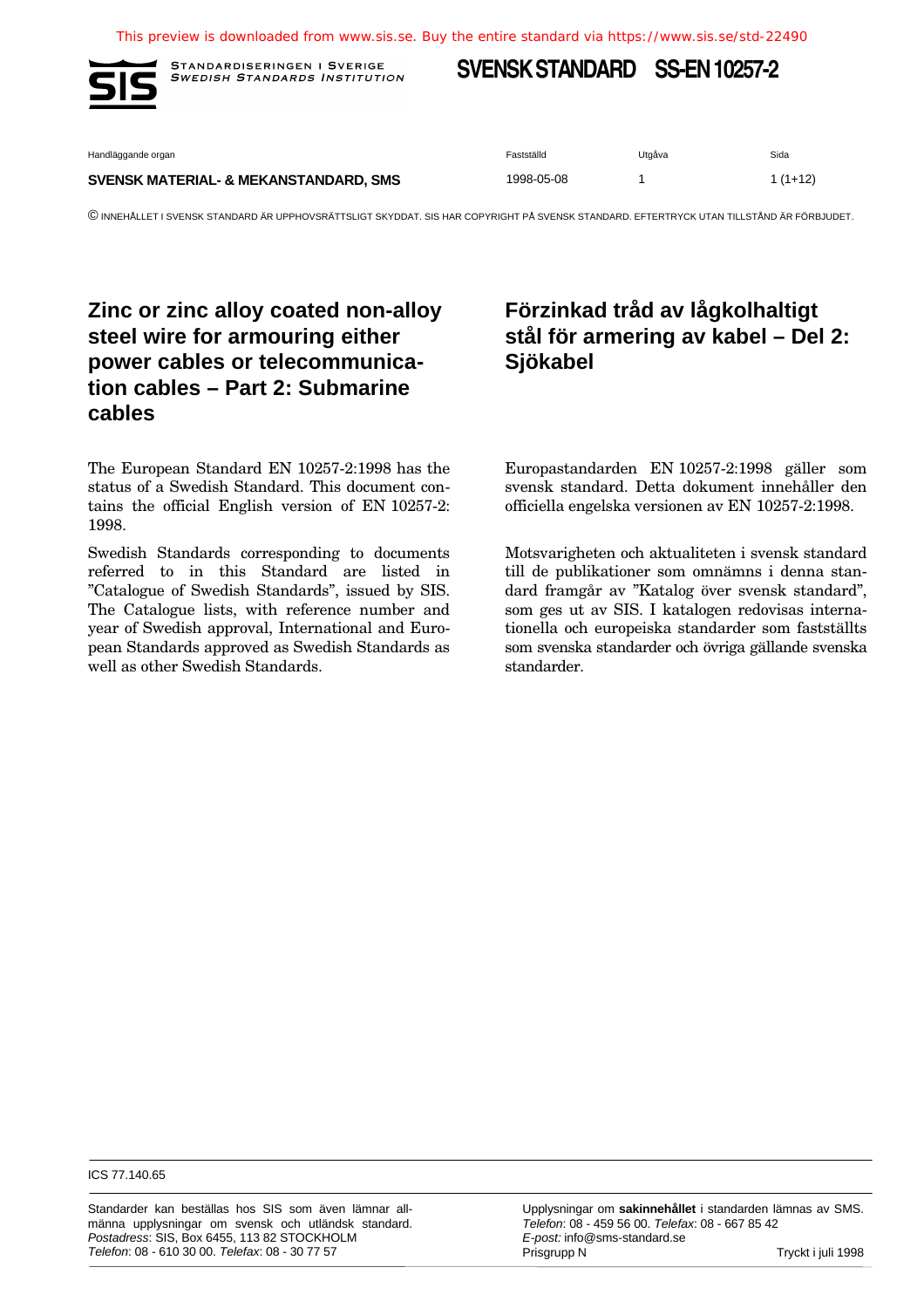STANDARDISERINGEN I SVERIGE
*SWEDISH STANDARDS INSTITUTION*

# SVENSK STANDARD SS-EN 10257-2

| Handläggande organ | Fastställd | Utgåva | Sida |
|---|---|---|---|
| **SVENSK MATERIAL- & MEKANSTANDARD, SMS** | 1998-05-08 | 1 | 1 (1+12) |

© INNEHÅLLET I SVENSK STANDARD ÄR UPPHOVSRÄTTSLIGT SKYDDAT. SIS HAR COPYRIGHT PÅ SVENSK STANDARD. EFTERTRYCK UTAN TILLSTÅND ÄR FÖRBJUDET.

## Zinc or zinc alloy coated non-alloy steel wire for armouring either power cables or telecommunication cables – Part 2: Submarine cables

## Förzinkad tråd av lågkolhaltigt stål för armering av kabel – Del 2: Sjökabel

The European Standard EN 10257-2:1998 has the status of a Swedish Standard. This document contains the official English version of EN 10257-2: 1998.

Swedish Standards corresponding to documents referred to in this Standard are listed in ”Catalogue of Swedish Standards”, issued by SIS. The Catalogue lists, with reference number and year of Swedish approval, International and European Standards approved as Swedish Standards as well as other Swedish Standards.

Europastandarden EN 10257-2:1998 gäller som svensk standard. Detta dokument innehåller den officiella engelska versionen av EN 10257-2:1998.

Motsvarigheten och aktualiteten i svensk standard till de publikationer som omnämns i denna standard framgår av ”Katalog över svensk standard”, som ges ut av SIS. I katalogen redovisas internationella och europeiska standarder som fastställts som svenska standarder och övriga gällande svenska standarder.

ICS 77.140.65

Standarder kan beställas hos SIS som även lämnar allmänna upplysningar om svensk och utländsk standard.
*Postadress*: SIS, Box 6455, 113 82 STOCKHOLM
*Telefon*: 08 - 610 30 00. *Telefax*: 08 - 30 77 57

Upplysningar om **sakinnehållet** i standarden lämnas av SMS.
*Telefon*: 08 - 459 56 00. *Telefax*: 08 - 667 85 42
*E-post:* info@sms-standard.se
Prisgrupp N

Tryckt i juli 1998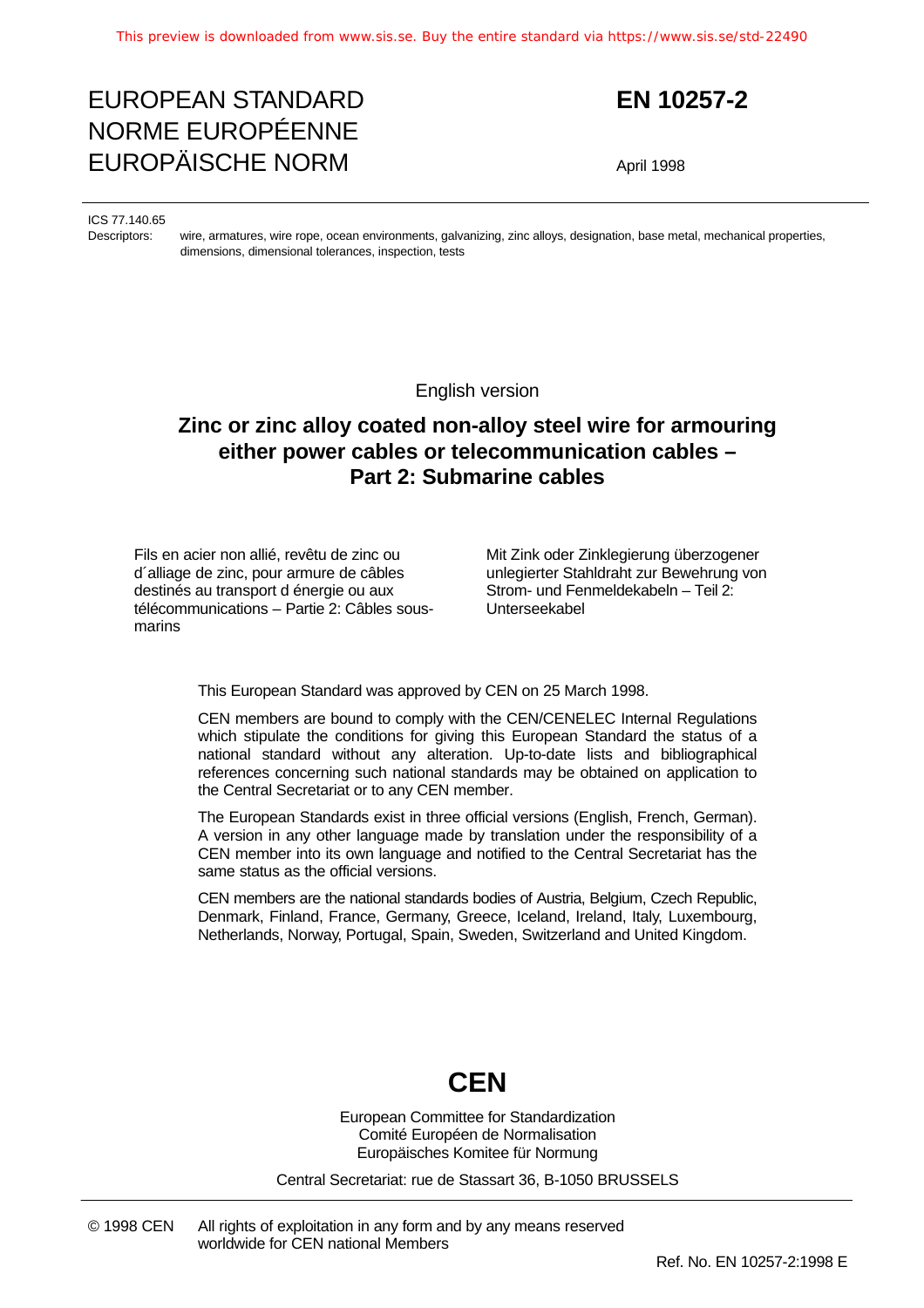# EUROPEAN STANDARD
# NORME EUROPÉENNE
# EUROPÄISCHE NORM

**EN 10257-2**

April 1998

ICS 77.140.65

Descriptors: wire, armatures, wire rope, ocean environments, galvanizing, zinc alloys, designation, base metal, mechanical properties, dimensions, dimensional tolerances, inspection, tests

English version

## Zinc or zinc alloy coated non-alloy steel wire for armouring either power cables or telecommunication cables – Part 2: Submarine cables

Fils en acier non allié, revêtu de zinc ou d´alliage de zinc, pour armure de câbles destinés au transport d énergie ou aux télécommunications – Partie 2: Câbles sous-marins

Mit Zink oder Zinklegierung überzogener unlegierter Stahldraht zur Bewehrung von Strom- und Fenmeldekabeln – Teil 2: Unterseekabel

This European Standard was approved by CEN on 25 March 1998.

CEN members are bound to comply with the CEN/CENELEC Internal Regulations which stipulate the conditions for giving this European Standard the status of a national standard without any alteration. Up-to-date lists and bibliographical references concerning such national standards may be obtained on application to the Central Secretariat or to any CEN member.

The European Standards exist in three official versions (English, French, German). A version in any other language made by translation under the responsibility of a CEN member into its own language and notified to the Central Secretariat has the same status as the official versions.

CEN members are the national standards bodies of Austria, Belgium, Czech Republic, Denmark, Finland, France, Germany, Greece, Iceland, Ireland, Italy, Luxembourg, Netherlands, Norway, Portugal, Spain, Sweden, Switzerland and United Kingdom.

**CEN**

European Committee for Standardization
Comité Européen de Normalisation
Europäisches Komitee für Normung

Central Secretariat: rue de Stassart 36, B-1050 BRUSSELS

© 1998 CEN All rights of exploitation in any form and by any means reserved worldwide for CEN national Members

Ref. No. EN 10257-2:1998 E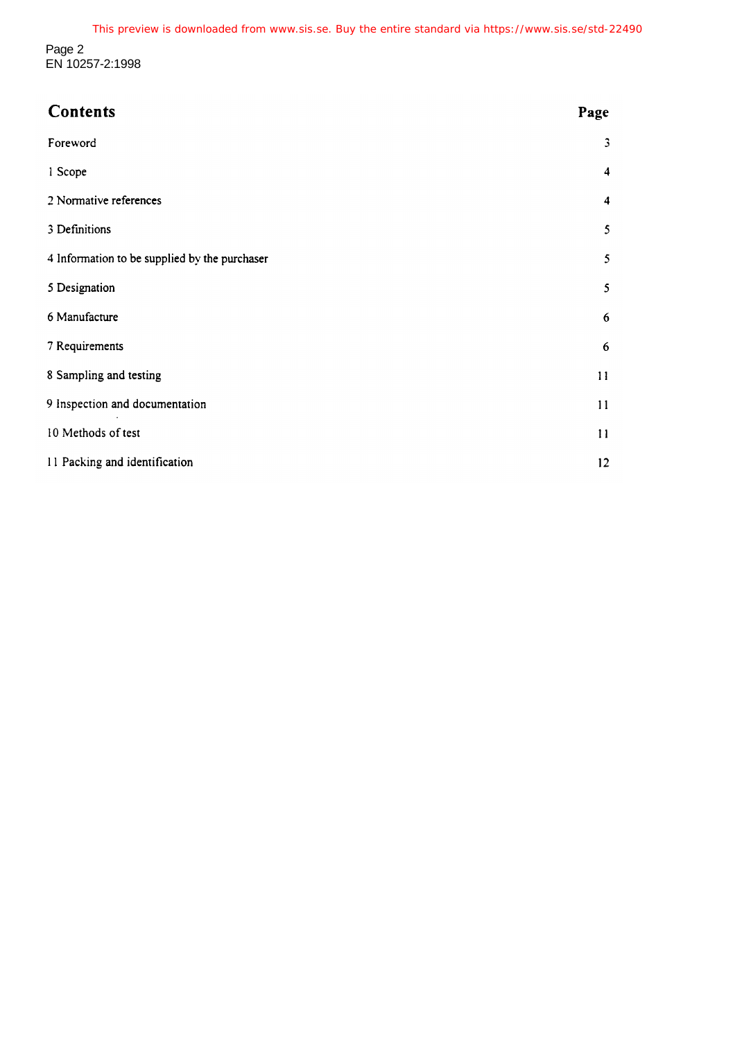## Contents

| | Page |
|---|---|
| Foreword | 3 |
| 1 Scope | 4 |
| 2 Normative references | 4 |
| 3 Definitions | 5 |
| 4 Information to be supplied by the purchaser | 5 |
| 5 Designation | 5 |
| 6 Manufacture | 6 |
| 7 Requirements | 6 |
| 8 Sampling and testing | 11 |
| 9 Inspection and documentation | 11 |
| 10 Methods of test | 11 |
| 11 Packing and identification | 12 |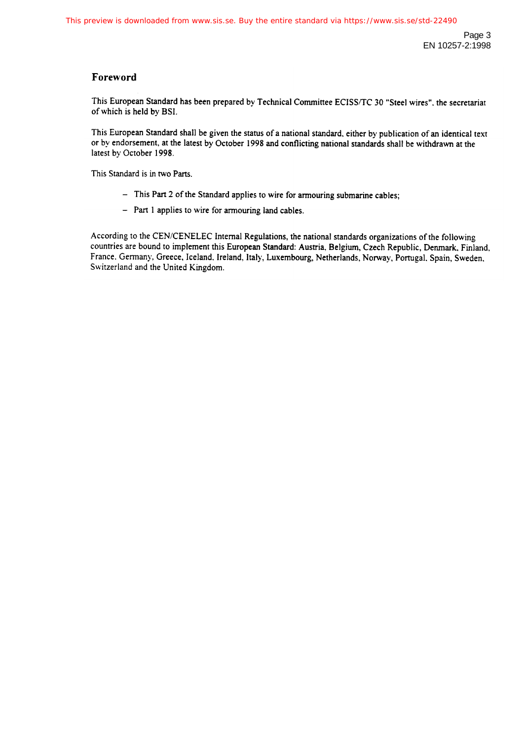## Foreword

This European Standard has been prepared by Technical Committee ECISS/TC 30 "Steel wires", the secretariat of which is held by BSI.

This European Standard shall be given the status of a national standard, either by publication of an identical text or by endorsement, at the latest by October 1998 and conflicting national standards shall be withdrawn at the latest by October 1998.

This Standard is in two Parts.

- This Part 2 of the Standard applies to wire for armouring submarine cables;
- Part 1 applies to wire for armouring land cables.

According to the CEN/CENELEC Internal Regulations, the national standards organizations of the following countries are bound to implement this European Standard: Austria, Belgium, Czech Republic, Denmark, Finland, France, Germany, Greece, Iceland, Ireland, Italy, Luxembourg, Netherlands, Norway, Portugal, Spain, Sweden, Switzerland and the United Kingdom.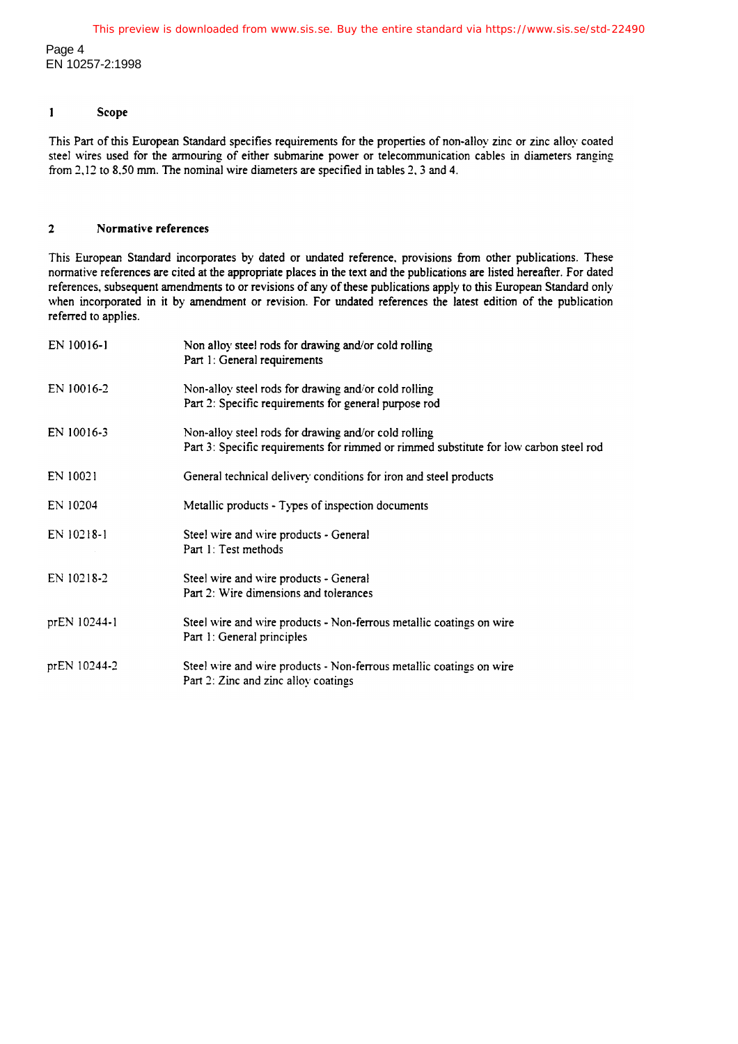## 1 Scope

This Part of this European Standard specifies requirements for the properties of non-alloy zinc or zinc alloy coated steel wires used for the armouring of either submarine power or telecommunication cables in diameters ranging from 2,12 to 8,50 mm. The nominal wire diameters are specified in tables 2, 3 and 4.

## 2 Normative references

This European Standard incorporates by dated or undated reference, provisions from other publications. These normative references are cited at the appropriate places in the text and the publications are listed hereafter. For dated references, subsequent amendments to or revisions of any of these publications apply to this European Standard only when incorporated in it by amendment or revision. For undated references the latest edition of the publication referred to applies.

| | |
|---|---|
| EN 10016-1 | Non alloy steel rods for drawing and/or cold rolling<br>Part 1: General requirements |
| EN 10016-2 | Non-alloy steel rods for drawing and/or cold rolling<br>Part 2: Specific requirements for general purpose rod |
| EN 10016-3 | Non-alloy steel rods for drawing and/or cold rolling<br>Part 3: Specific requirements for rimmed or rimmed substitute for low carbon steel rod |
| EN 10021 | General technical delivery conditions for iron and steel products |
| EN 10204 | Metallic products - Types of inspection documents |
| EN 10218-1 | Steel wire and wire products - General<br>Part 1: Test methods |
| EN 10218-2 | Steel wire and wire products - General<br>Part 2: Wire dimensions and tolerances |
| prEN 10244-1 | Steel wire and wire products - Non-ferrous metallic coatings on wire<br>Part 1: General principles |
| prEN 10244-2 | Steel wire and wire products - Non-ferrous metallic coatings on wire<br>Part 2: Zinc and zinc alloy coatings |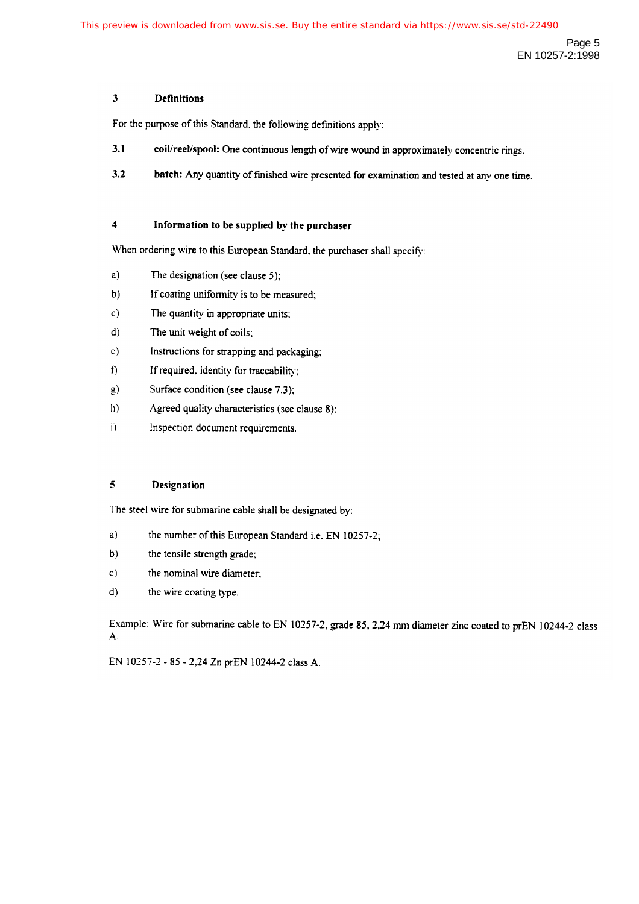## 3 Definitions

For the purpose of this Standard, the following definitions apply:

**3.1 coil/reel/spool:** One continuous length of wire wound in approximately concentric rings.

**3.2 batch:** Any quantity of finished wire presented for examination and tested at any one time.

## 4 Information to be supplied by the purchaser

When ordering wire to this European Standard, the purchaser shall specify:

a) The designation (see clause 5);

b) If coating uniformity is to be measured;

c) The quantity in appropriate units;

d) The unit weight of coils;

e) Instructions for strapping and packaging;

f) If required, identity for traceability;

g) Surface condition (see clause 7.3);

h) Agreed quality characteristics (see clause 8);

i) Inspection document requirements.

## 5 Designation

The steel wire for submarine cable shall be designated by:

a) the number of this European Standard i.e. EN 10257-2;

b) the tensile strength grade;

c) the nominal wire diameter;

d) the wire coating type.

Example: Wire for submarine cable to EN 10257-2, grade 85, 2,24 mm diameter zinc coated to prEN 10244-2 class A.

EN 10257-2 - 85 - 2,24 Zn prEN 10244-2 class A.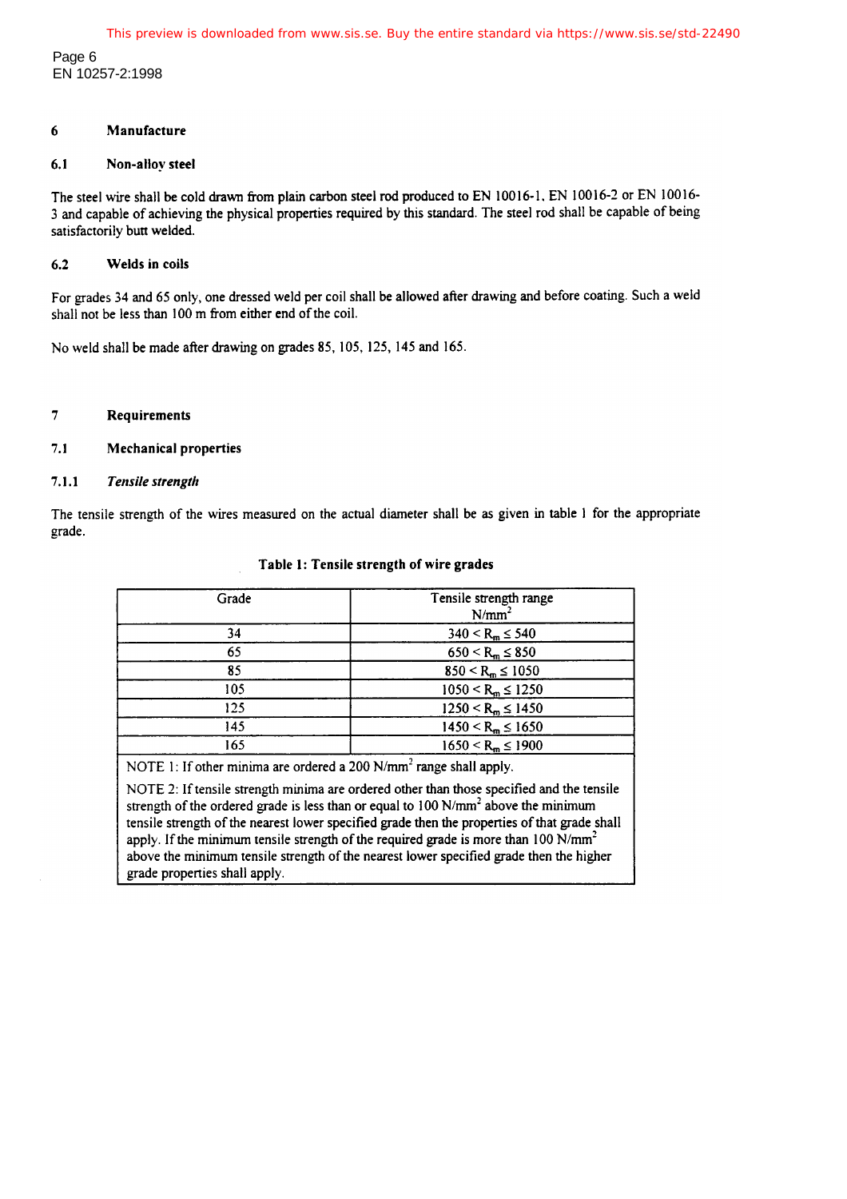## 6 Manufacture

### 6.1 Non-alloy steel

The steel wire shall be cold drawn from plain carbon steel rod produced to EN 10016-1, EN 10016-2 or EN 10016-3 and capable of achieving the physical properties required by this standard. The steel rod shall be capable of being satisfactorily butt welded.

### 6.2 Welds in coils

For grades 34 and 65 only, one dressed weld per coil shall be allowed after drawing and before coating. Such a weld shall not be less than 100 m from either end of the coil.

No weld shall be made after drawing on grades 85, 105, 125, 145 and 165.

## 7 Requirements

### 7.1 Mechanical properties

#### 7.1.1 *Tensile strength*

The tensile strength of the wires measured on the actual diameter shall be as given in table 1 for the appropriate grade.

**Table 1: Tensile strength of wire grades**

| Grade | Tensile strength range N/mm$^2$ |
|---|---|
| 34 | $340 < R_m \leq 540$ |
| 65 | $650 < R_m \leq 850$ |
| 85 | $850 < R_m \leq 1050$ |
| 105 | $1050 < R_m \leq 1250$ |
| 125 | $1250 < R_m \leq 1450$ |
| 145 | $1450 < R_m \leq 1650$ |
| 165 | $1650 < R_m \leq 1900$ |

NOTE 1: If other minima are ordered a 200 N/mm$^2$ range shall apply.

NOTE 2: If tensile strength minima are ordered other than those specified and the tensile strength of the ordered grade is less than or equal to 100 N/mm$^2$ above the minimum tensile strength of the nearest lower specified grade then the properties of that grade shall apply. If the minimum tensile strength of the required grade is more than 100 N/mm$^2$ above the minimum tensile strength of the nearest lower specified grade then the higher grade properties shall apply.